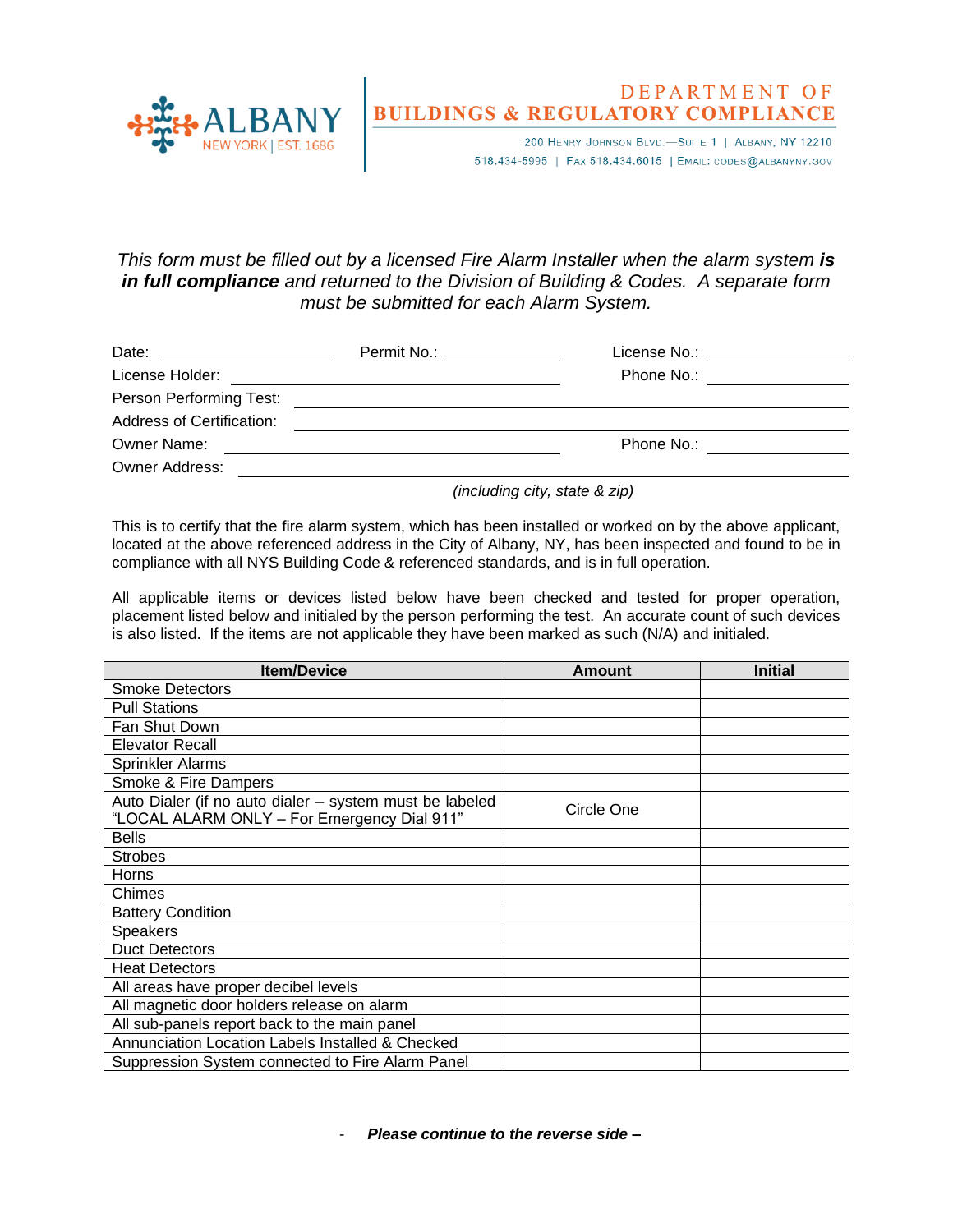ALBANY
NEW YORK | EST. 1686

DEPARTMENT OF
**BUILDINGS & REGULATORY COMPLIANCE**

200 Henry Johnson Blvd.—Suite 1 | Albany, NY 12210
518.434-5995 | Fax 518.434.6015 | Email: codes@albanyny.gov

*This form must be filled out by a licensed Fire Alarm Installer when the alarm system* ***is in full compliance*** *and returned to the Division of Building & Codes. A separate form must be submitted for each Alarm System.*

Date: ____________________ Permit No.: ______________ License No.: ______________

License Holder: ______________________________________ Phone No.: ______________

Person Performing Test: ____________________________________________________

Address of Certification: ____________________________________________________

Owner Name: ______________________________________ Phone No.: ______________

Owner Address: ______________________________________________________________

*(including city, state & zip)*

This is to certify that the fire alarm system, which has been installed or worked on by the above applicant, located at the above referenced address in the City of Albany, NY, has been inspected and found to be in compliance with all NYS Building Code & referenced standards, and is in full operation.

All applicable items or devices listed below have been checked and tested for proper operation, placement listed below and initialed by the person performing the test. An accurate count of such devices is also listed. If the items are not applicable they have been marked as such (N/A) and initialed.

| Item/Device | Amount | Initial |
|---|---|---|
| Smoke Detectors | | |
| Pull Stations | | |
| Fan Shut Down | | |
| Elevator Recall | | |
| Sprinkler Alarms | | |
| Smoke & Fire Dampers | | |
| Auto Dialer (if no auto dialer – system must be labeled "LOCAL ALARM ONLY – For Emergency Dial 911" | Circle One | |
| Bells | | |
| Strobes | | |
| Horns | | |
| Chimes | | |
| Battery Condition | | |
| Speakers | | |
| Duct Detectors | | |
| Heat Detectors | | |
| All areas have proper decibel levels | | |
| All magnetic door holders release on alarm | | |
| All sub-panels report back to the main panel | | |
| Annunciation Location Labels Installed & Checked | | |
| Suppression System connected to Fire Alarm Panel | | |

- ***Please continue to the reverse side –***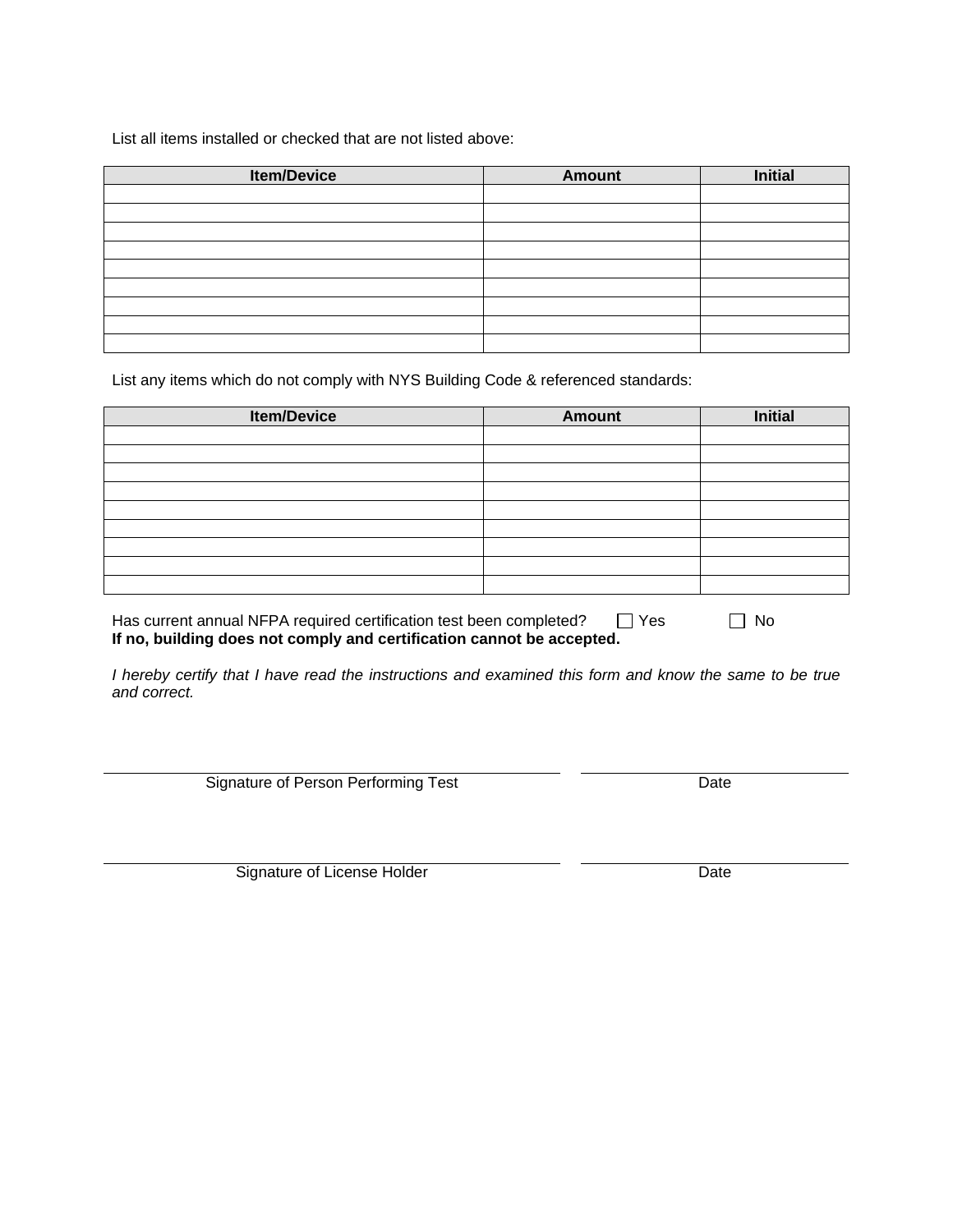List all items installed or checked that are not listed above:

| Item/Device | Amount | Initial |
|---|---|---|
| | | |
| | | |
| | | |
| | | |
| | | |
| | | |
| | | |
| | | |
| | | |

List any items which do not comply with NYS Building Code & referenced standards:

| Item/Device | Amount | Initial |
|---|---|---|
| | | |
| | | |
| | | |
| | | |
| | | |
| | | |
| | | |
| | | |
| | | |

Has current annual NFPA required certification test been completed? ☐ Yes ☐ No

**If no, building does not comply and certification cannot be accepted.**

*I hereby certify that I have read the instructions and examined this form and know the same to be true and correct.*

Signature of Person Performing Test ____________________ Date ____________

Signature of License Holder ____________________ Date ____________